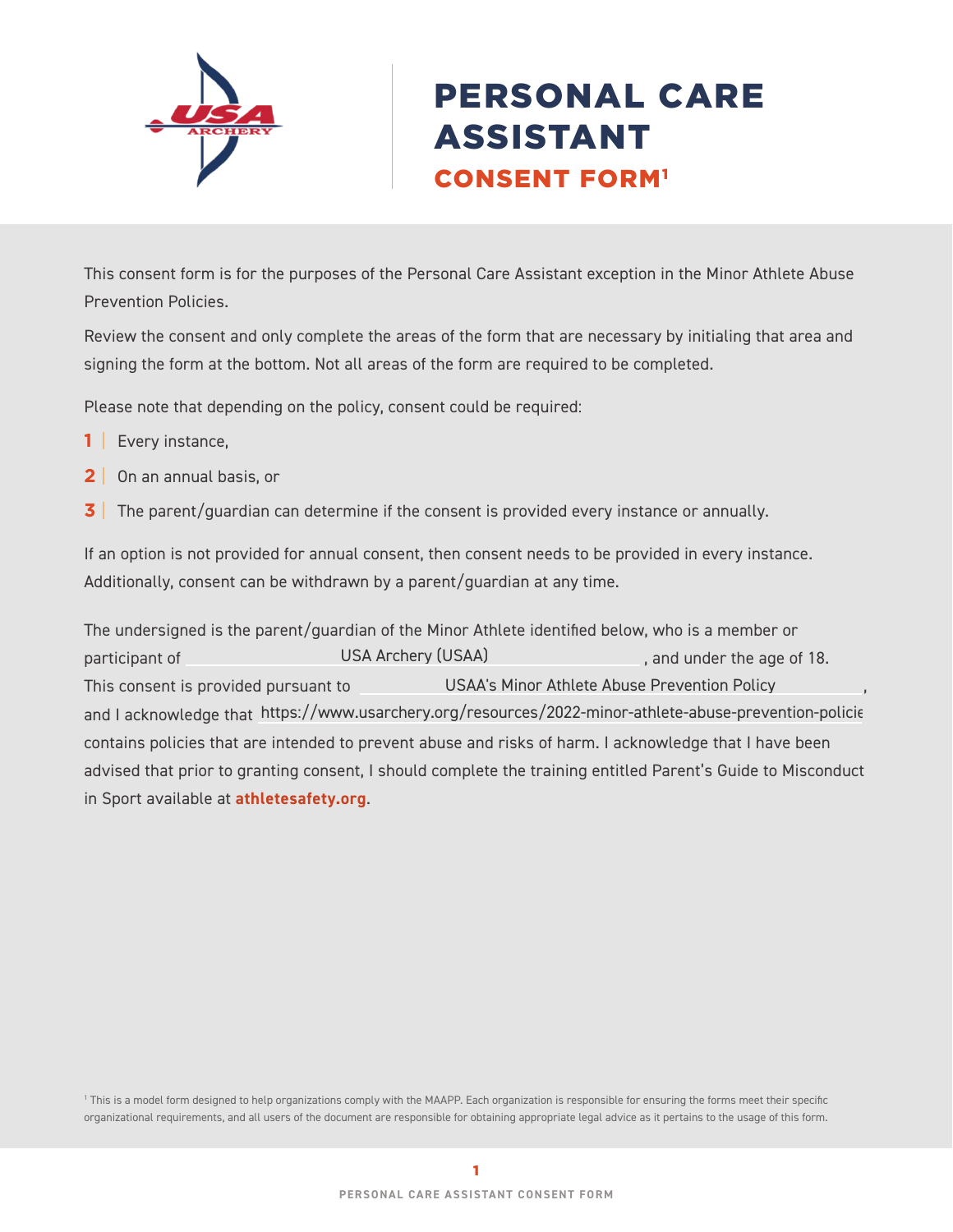# PERSONAL CARE ASSISTANT

## CONSENT FORM[1]

This consent form is for the purposes of the Personal Care Assistant exception in the Minor Athlete Abuse Prevention Policies.

Review the consent and only complete the areas of the form that are necessary by initialing that area and signing the form at the bottom. Not all areas of the form are required to be completed.

Please note that depending on the policy, consent could be required:

1. Every instance,
2. On an annual basis, or
3. The parent/guardian can determine if the consent is provided every instance or annually.

If an option is not provided for annual consent, then consent needs to be provided in every instance. Additionally, consent can be withdrawn by a parent/guardian at any time.

The undersigned is the parent/guardian of the Minor Athlete identified below, who is a member or participant of USA Archery (USAA), and under the age of 18. This consent is provided pursuant to USAA's Minor Athlete Abuse Prevention Policy, and I acknowledge that https://www.usarchery.org/resources/2022-minor-athlete-abuse-prevention-policie contains policies that are intended to prevent abuse and risks of harm. I acknowledge that I have been advised that prior to granting consent, I should complete the training entitled Parent's Guide to Misconduct in Sport available at **athletesafety.org**.

[1] This is a model form designed to help organizations comply with the MAAPP. Each organization is responsible for ensuring the forms meet their specific organizational requirements, and all users of the document are responsible for obtaining appropriate legal advice as it pertains to the usage of this form.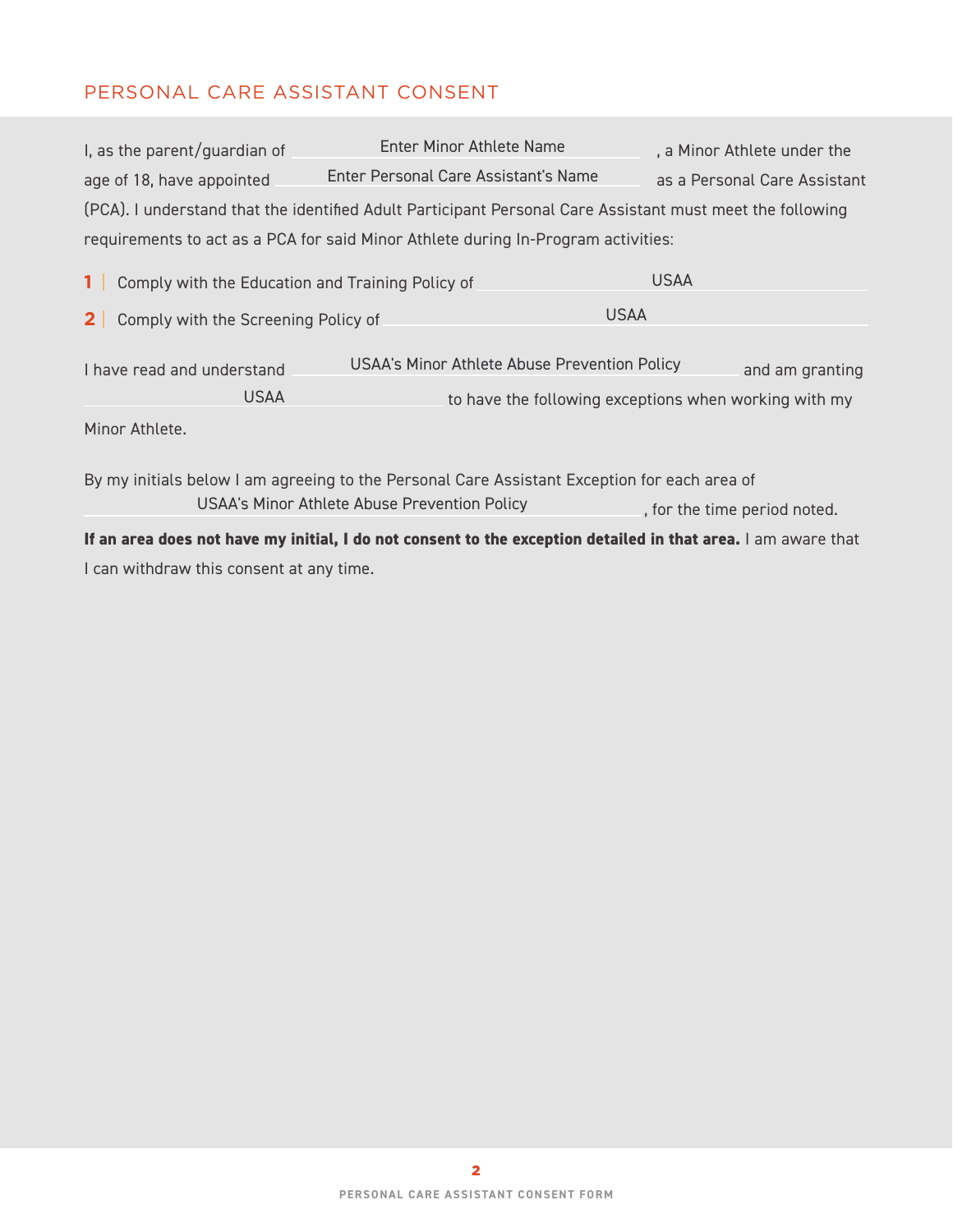## PERSONAL CARE ASSISTANT CONSENT

I, as the parent/guardian of Enter Minor Athlete Name, a Minor Athlete under the age of 18, have appointed Enter Personal Care Assistant's Name as a Personal Care Assistant (PCA). I understand that the identified Adult Participant Personal Care Assistant must meet the following requirements to act as a PCA for said Minor Athlete during In-Program activities:

**1** | Comply with the Education and Training Policy of USAA

**2** | Comply with the Screening Policy of USAA

I have read and understand USAA's Minor Athlete Abuse Prevention Policy and am granting USAA to have the following exceptions when working with my Minor Athlete.

By my initials below I am agreeing to the Personal Care Assistant Exception for each area of USAA's Minor Athlete Abuse Prevention Policy, for the time period noted.

**If an area does not have my initial, I do not consent to the exception detailed in that area.** I am aware that I can withdraw this consent at any time.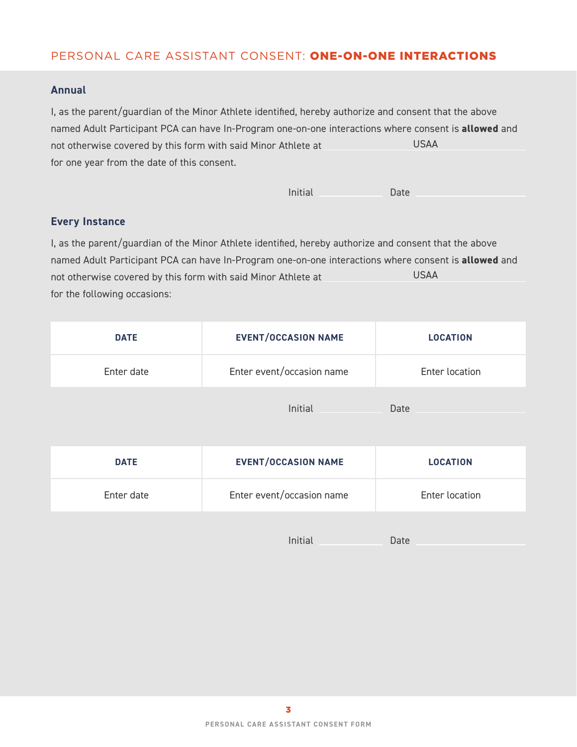## PERSONAL CARE ASSISTANT CONSENT: **ONE-ON-ONE INTERACTIONS**

### Annual

I, as the parent/guardian of the Minor Athlete identified, hereby authorize and consent that the above named Adult Participant PCA can have In-Program one-on-one interactions where consent is **allowed** and not otherwise covered by this form with said Minor Athlete at USAA for one year from the date of this consent.

Initial ____________ Date ____________________

### Every Instance

I, as the parent/guardian of the Minor Athlete identified, hereby authorize and consent that the above named Adult Participant PCA can have In-Program one-on-one interactions where consent is **allowed** and not otherwise covered by this form with said Minor Athlete at USAA for the following occasions:

| DATE | EVENT/OCCASION NAME | LOCATION |
| --- | --- | --- |
| Enter date | Enter event/occasion name | Enter location |

Initial ____________ Date ____________________

| DATE | EVENT/OCCASION NAME | LOCATION |
| --- | --- | --- |
| Enter date | Enter event/occasion name | Enter location |

Initial ____________ Date ____________________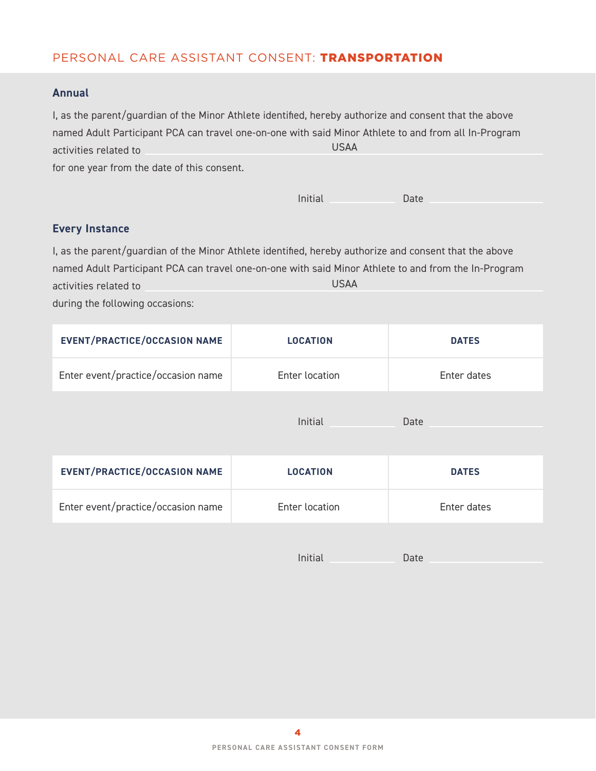# PERSONAL CARE ASSISTANT CONSENT: **TRANSPORTATION**

### Annual

I, as the parent/guardian of the Minor Athlete identified, hereby authorize and consent that the above named Adult Participant PCA can travel one-on-one with said Minor Athlete to and from all In-Program activities related to USAA for one year from the date of this consent.

Initial ____________ Date ____________________

### Every Instance

I, as the parent/guardian of the Minor Athlete identified, hereby authorize and consent that the above named Adult Participant PCA can travel one-on-one with said Minor Athlete to and from the In-Program activities related to USAA during the following occasions:

| EVENT/PRACTICE/OCCASION NAME | LOCATION | DATES |
| --- | --- | --- |
| Enter event/practice/occasion name | Enter location | Enter dates |

Initial ____________ Date ____________________

| EVENT/PRACTICE/OCCASION NAME | LOCATION | DATES |
| --- | --- | --- |
| Enter event/practice/occasion name | Enter location | Enter dates |

Initial ____________ Date ____________________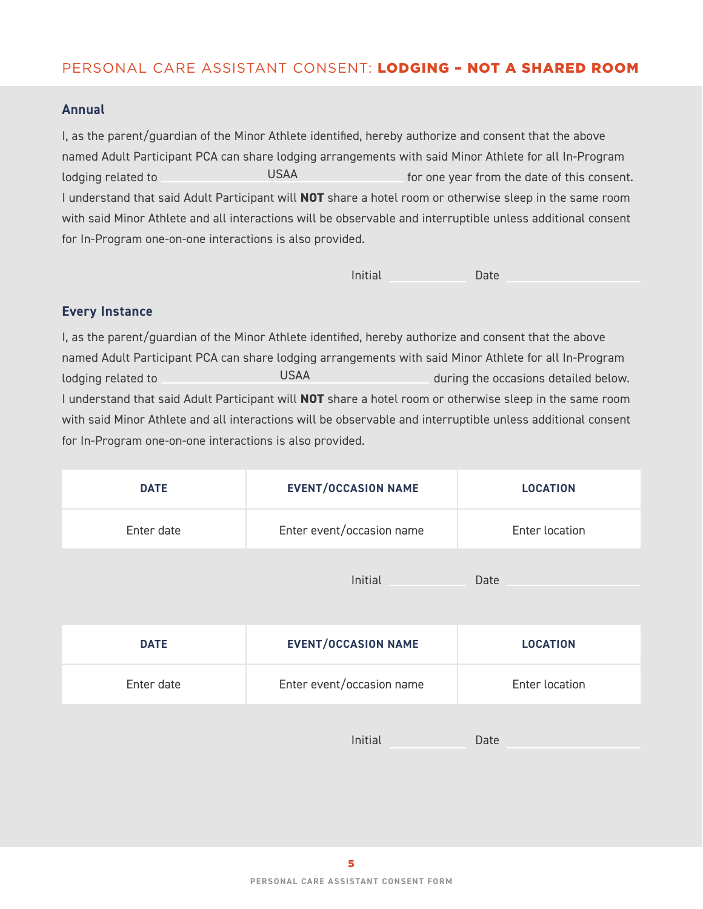## PERSONAL CARE ASSISTANT CONSENT: **LODGING – NOT A SHARED ROOM**

### Annual

I, as the parent/guardian of the Minor Athlete identified, hereby authorize and consent that the above named Adult Participant PCA can share lodging arrangements with said Minor Athlete for all In-Program lodging related to USAA for one year from the date of this consent. I understand that said Adult Participant will **NOT** share a hotel room or otherwise sleep in the same room with said Minor Athlete and all interactions will be observable and interruptible unless additional consent for In-Program one-on-one interactions is also provided.

Initial ____________ Date ____________________

### Every Instance

I, as the parent/guardian of the Minor Athlete identified, hereby authorize and consent that the above named Adult Participant PCA can share lodging arrangements with said Minor Athlete for all In-Program lodging related to USAA during the occasions detailed below. I understand that said Adult Participant will **NOT** share a hotel room or otherwise sleep in the same room with said Minor Athlete and all interactions will be observable and interruptible unless additional consent for In-Program one-on-one interactions is also provided.

| DATE | EVENT/OCCASION NAME | LOCATION |
|---|---|---|
| Enter date | Enter event/occasion name | Enter location |

Initial ____________ Date ____________________

| DATE | EVENT/OCCASION NAME | LOCATION |
|---|---|---|
| Enter date | Enter event/occasion name | Enter location |

Initial ____________ Date ____________________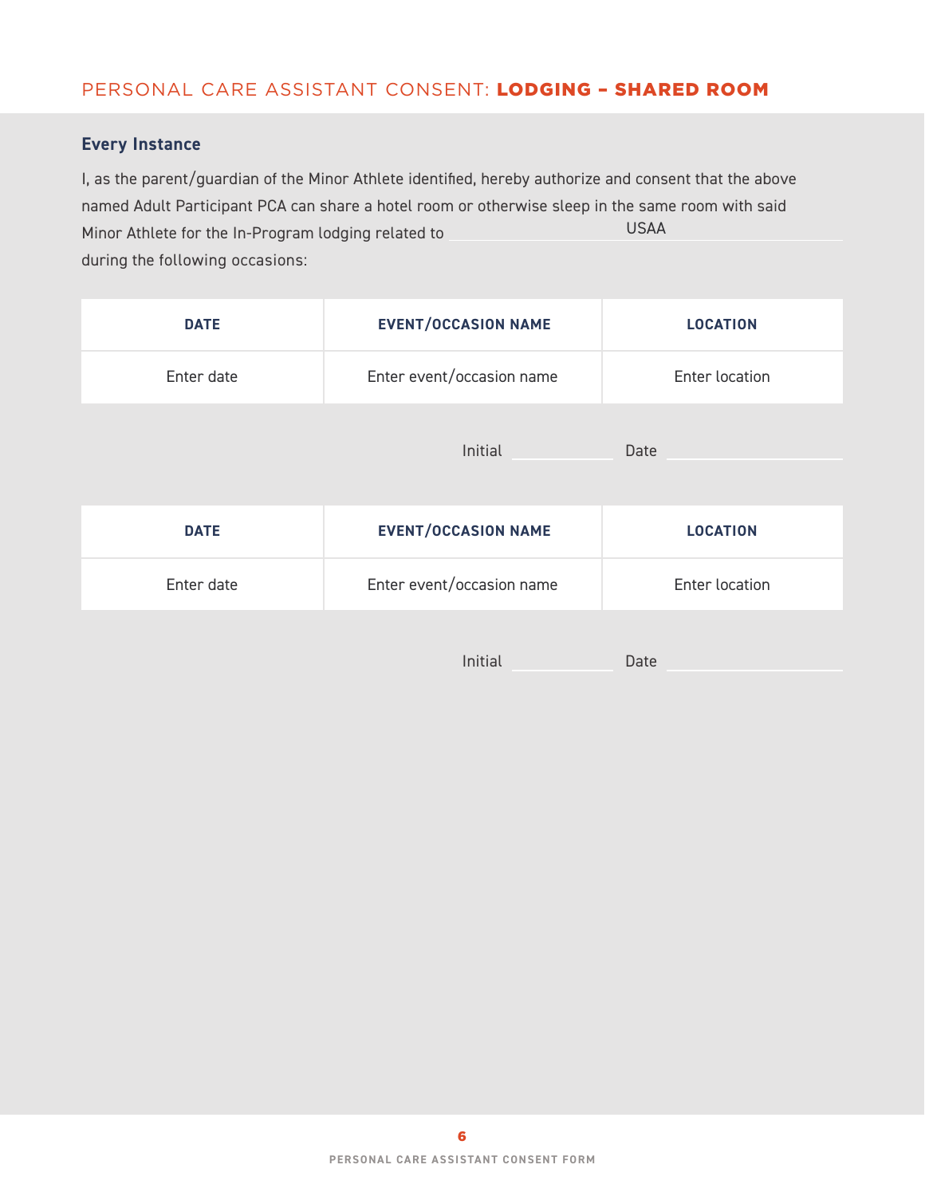## PERSONAL CARE ASSISTANT CONSENT: **LODGING – SHARED ROOM**

### Every Instance

I, as the parent/guardian of the Minor Athlete identified, hereby authorize and consent that the above named Adult Participant PCA can share a hotel room or otherwise sleep in the same room with said Minor Athlete for the In-Program lodging related to USAA during the following occasions:

| DATE | EVENT/OCCASION NAME | LOCATION |
|---|---|---|
| Enter date | Enter event/occasion name | Enter location |

Initial ____________ Date ____________________

| DATE | EVENT/OCCASION NAME | LOCATION |
|---|---|---|
| Enter date | Enter event/occasion name | Enter location |

Initial ____________ Date ____________________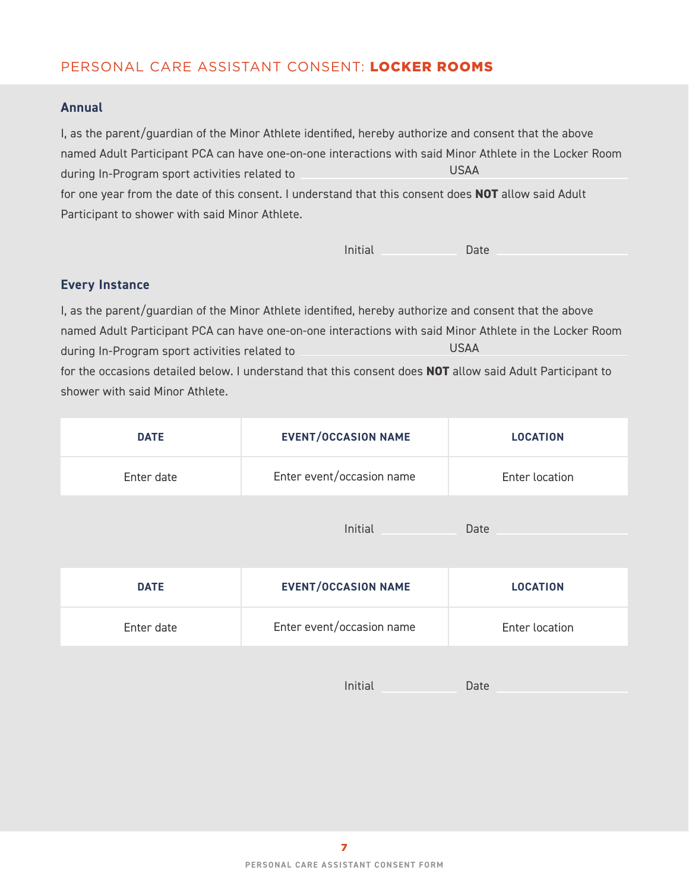# PERSONAL CARE ASSISTANT CONSENT: **LOCKER ROOMS**

## Annual

I, as the parent/guardian of the Minor Athlete identified, hereby authorize and consent that the above named Adult Participant PCA can have one-on-one interactions with said Minor Athlete in the Locker Room during In-Program sport activities related to USAA for one year from the date of this consent. I understand that this consent does **NOT** allow said Adult Participant to shower with said Minor Athlete.

Initial ____________ Date ____________________

## Every Instance

I, as the parent/guardian of the Minor Athlete identified, hereby authorize and consent that the above named Adult Participant PCA can have one-on-one interactions with said Minor Athlete in the Locker Room during In-Program sport activities related to USAA for the occasions detailed below. I understand that this consent does **NOT** allow said Adult Participant to shower with said Minor Athlete.

| DATE | EVENT/OCCASION NAME | LOCATION |
|---|---|---|
| Enter date | Enter event/occasion name | Enter location |

Initial ____________ Date ____________________

| DATE | EVENT/OCCASION NAME | LOCATION |
|---|---|---|
| Enter date | Enter event/occasion name | Enter location |

Initial ____________ Date ____________________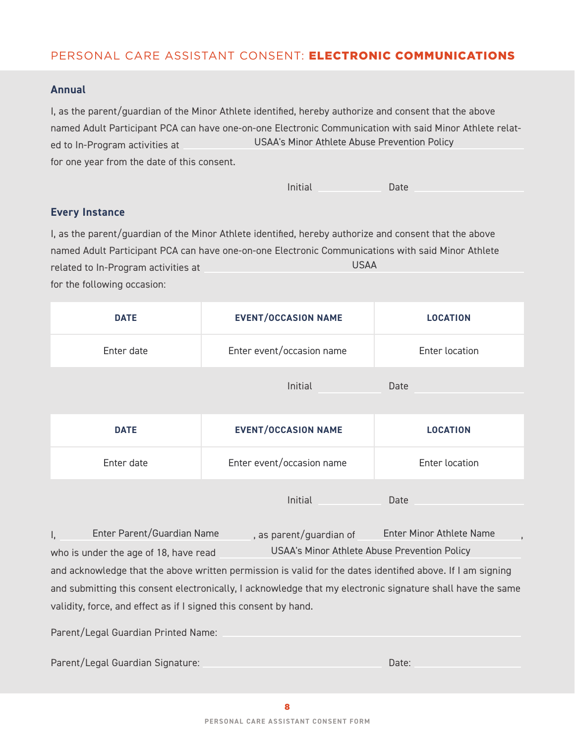## PERSONAL CARE ASSISTANT CONSENT: **ELECTRONIC COMMUNICATIONS**

### Annual

I, as the parent/guardian of the Minor Athlete identified, hereby authorize and consent that the above named Adult Participant PCA can have one-on-one Electronic Communication with said Minor Athlete related to In-Program activities at USAA's Minor Athlete Abuse Prevention Policy for one year from the date of this consent.

Initial ____________ Date ________________

### Every Instance

I, as the parent/guardian of the Minor Athlete identified, hereby authorize and consent that the above named Adult Participant PCA can have one-on-one Electronic Communications with said Minor Athlete related to In-Program activities at USAA for the following occasion:

| DATE | EVENT/OCCASION NAME | LOCATION |
|---|---|---|
| Enter date | Enter event/occasion name | Enter location |

Initial ____________ Date ________________

| DATE | EVENT/OCCASION NAME | LOCATION |
|---|---|---|
| Enter date | Enter event/occasion name | Enter location |

Initial ____________ Date ________________

I, Enter Parent/Guardian Name, as parent/guardian of Enter Minor Athlete Name, who is under the age of 18, have read USAA's Minor Athlete Abuse Prevention Policy and acknowledge that the above written permission is valid for the dates identified above. If I am signing and submitting this consent electronically, I acknowledge that my electronic signature shall have the same validity, force, and effect as if I signed this consent by hand.

Parent/Legal Guardian Printed Name: ________________________________

Parent/Legal Guardian Signature: ________________________ Date: ____________